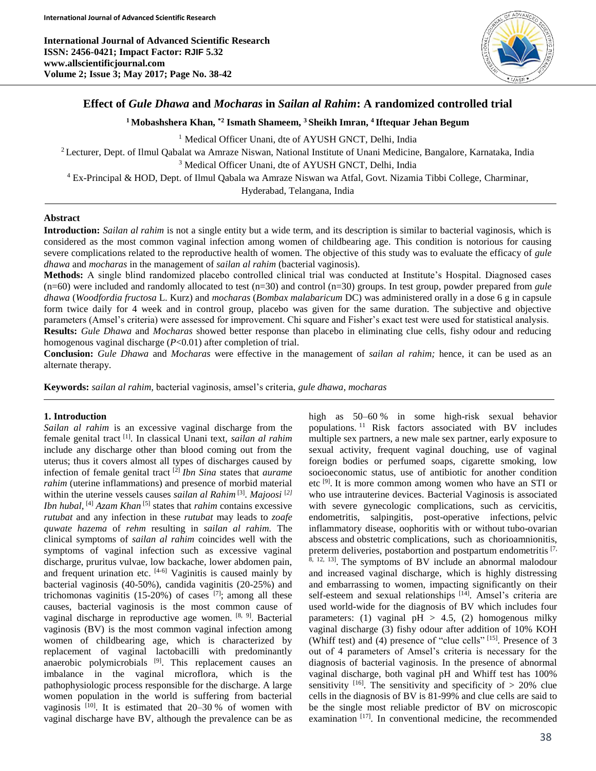# Effect of *Gule Dhawa* and *Mocharas* in *Sailan al Rahim*: A randomized controlled trial

**[1] Mobashshera Khan, [*2] Ismath Shameem, [3] Sheikh Imran, [4] Iftequar Jehan Begum**

[1] Medical Officer Unani, dte of AYUSH GNCT, Delhi, India

[2] Lecturer, Dept. of Ilmul Qabalat wa Amraze Niswan, National Institute of Unani Medicine, Bangalore, Karnataka, India

[3] Medical Officer Unani, dte of AYUSH GNCT, Delhi, India

[4] Ex-Principal & HOD, Dept. of Ilmul Qabala wa Amraze Niswan wa Atfal, Govt. Nizamia Tibbi College, Charminar, Hyderabad, Telangana, India

## Abstract

**Introduction:** *Sailan al rahim* is not a single entity but a wide term, and its description is similar to bacterial vaginosis, which is considered as the most common vaginal infection among women of childbearing age. This condition is notorious for causing severe complications related to the reproductive health of women. The objective of this study was to evaluate the efficacy of *gule dhawa* and *mocharas* in the management of *sailan al rahim* (bacterial vaginosis).

**Methods:** A single blind randomized placebo controlled clinical trial was conducted at Institute's Hospital. Diagnosed cases (n=60) were included and randomly allocated to test (n=30) and control (n=30) groups. In test group, powder prepared from *gule dhawa* (*Woodfordia fructosa* L. Kurz) and *mocharas* (*Bombax malabaricum* DC) was administered orally in a dose 6 g in capsule form twice daily for 4 week and in control group, placebo was given for the same duration. The subjective and objective parameters (Amsel's criteria) were assessed for improvement. Chi square and Fisher's exact test were used for statistical analysis.

**Results:** *Gule Dhawa* and *Mocharas* showed better response than placebo in eliminating clue cells, fishy odour and reducing homogenous vaginal discharge ($P<0.01$) after completion of trial.

**Conclusion:** *Gule Dhawa* and *Mocharas* were effective in the management of *sailan al rahim;* hence, it can be used as an alternate therapy.

**Keywords:** *sailan al rahim,* bacterial vaginosis, amsel's criteria, *gule dhawa*, *mocharas*

## 1. Introduction

*Sailan al rahim* is an excessive vaginal discharge from the female genital tract [1]. In classical Unani text, *sailan al rahim* include any discharge other than blood coming out from the uterus; thus it covers almost all types of discharges caused by infection of female genital tract [2] *Ibn Sina* states that *aurame rahim* (uterine inflammations) and presence of morbid material within the uterine vessels causes *sailan al Rahim* [3]. *Majoosi* [2] *Ibn hubal,* [4] *Azam Khan* [5] states that *rahim* contains excessive *rutubat* and any infection in these *rutubat* may leads to *zoafe quwate hazema* of *rehm* resulting in *sailan al rahim.* The clinical symptoms of *sailan al rahim* coincides well with the symptoms of vaginal infection such as excessive vaginal discharge, pruritus vulvae, low backache, lower abdomen pain, and frequent urination etc. [4-6] Vaginitis is caused mainly by bacterial vaginosis (40-50%), candida vaginitis (20-25%) and trichomonas vaginitis (15-20%) of cases [7]; among all these causes, bacterial vaginosis is the most common cause of vaginal discharge in reproductive age women. [8, 9]. Bacterial vaginosis (BV) is the most common vaginal infection among women of childbearing age, which is characterized by replacement of vaginal lactobacilli with predominantly anaerobic polymicrobials [9]. This replacement causes an imbalance in the vaginal microflora, which is the pathophysiologic process responsible for the discharge. A large women population in the world is suffering from bacterial vaginosis [10]. It is estimated that 20–30 % of women with vaginal discharge have BV, although the prevalence can be as high as 50–60 % in some high-risk sexual behavior populations. [11] Risk factors associated with BV includes multiple sex partners, a new male sex partner, early exposure to sexual activity, frequent vaginal douching, use of vaginal foreign bodies or perfumed soaps, cigarette smoking, low socioeconomic status, use of antibiotic for another condition etc [9]. It is more common among women who have an STI or who use intrauterine devices. Bacterial Vaginosis is associated with severe gynecologic complications, such as cervicitis, endometritis, salpingitis, post-operative infections, pelvic inflammatory disease, oophoritis with or without tubo-ovarian abscess and obstetric complications, such as chorioamnionitis, preterm deliveries, postabortion and postpartum endometritis [7, 8, 12, 13]. The symptoms of BV include an abnormal malodour and increased vaginal discharge, which is highly distressing and embarrassing to women, impacting significantly on their self-esteem and sexual relationships [14]. Amsel's criteria are used world-wide for the diagnosis of BV which includes four parameters: (1) vaginal pH > 4.5, (2) homogenous milky vaginal discharge (3) fishy odour after addition of 10% KOH (Whiff test) and (4) presence of "clue cells" [15]. Presence of 3 out of 4 parameters of Amsel's criteria is necessary for the diagnosis of bacterial vaginosis. In the presence of abnormal vaginal discharge, both vaginal pH and Whiff test has 100% sensitivity [16]. The sensitivity and specificity of > 20% clue cells in the diagnosis of BV is 81-99% and clue cells are said to be the single most reliable predictor of BV on microscopic examination [17]. In conventional medicine, the recommended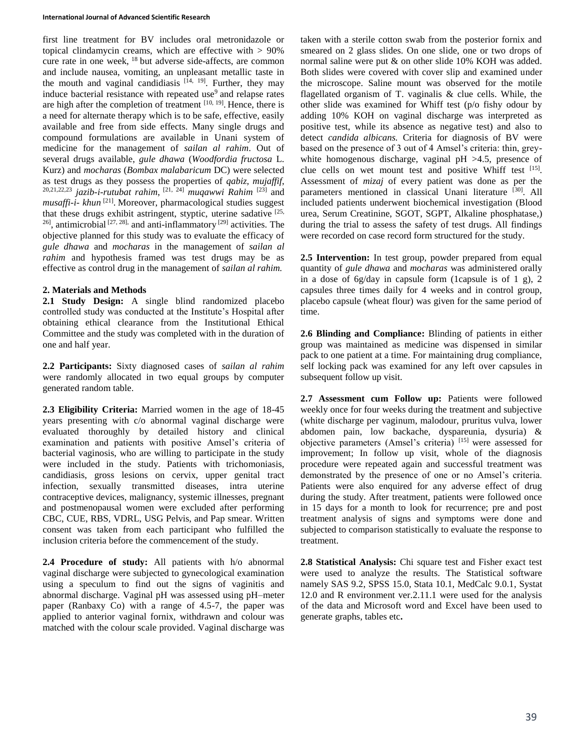first line treatment for BV includes oral metronidazole or topical clindamycin creams, which are effective with > 90% cure rate in one week, [18] but adverse side-affects, are common and include nausea, vomiting, an unpleasant metallic taste in the mouth and vaginal candidiasis [14, 19]. Further, they may induce bacterial resistance with repeated use[9] and relapse rates are high after the completion of treatment [10, 19]. Hence, there is a need for alternate therapy which is to be safe, effective, easily available and free from side effects. Many single drugs and compound formulations are available in Unani system of medicine for the management of *sailan al rahim*. Out of several drugs available, *gule dhawa* (*Woodfordia fructosa* L. Kurz) and *mocharas* (*Bombax malabaricum* DC) were selected as test drugs as they possess the properties of *qabiz, mujaffif*, [20,21,22,23] *jazib-i-rutubat rahim*, [21, 24] *muqawwi Rahim* [23] and *musaffi-i- khun* [21]. Moreover, pharmacological studies suggest that these drugs exhibit astringent, styptic, uterine sadative [25, 26], antimicrobial [27, 28], and anti-inflammatory [29] activities. The objective planned for this study was to evaluate the efficacy of *gule dhawa* and *mocharas* in the management of *sailan al rahim* and hypothesis framed was test drugs may be as effective as control drug in the management of *sailan al rahim.*

## 2. Materials and Methods

**2.1 Study Design:** A single blind randomized placebo controlled study was conducted at the Institute's Hospital after obtaining ethical clearance from the Institutional Ethical Committee and the study was completed with in the duration of one and half year.

**2.2 Participants:** Sixty diagnosed cases of *sailan al rahim* were randomly allocated in two equal groups by computer generated random table.

**2.3 Eligibility Criteria:** Married women in the age of 18-45 years presenting with c/o abnormal vaginal discharge were evaluated thoroughly by detailed history and clinical examination and patients with positive Amsel's criteria of bacterial vaginosis, who are willing to participate in the study were included in the study. Patients with trichomoniasis, candidiasis, gross lesions on cervix, upper genital tract infection, sexually transmitted diseases, intra uterine contraceptive devices, malignancy, systemic illnesses, pregnant and postmenopausal women were excluded after performing CBC, CUE, RBS, VDRL, USG Pelvis, and Pap smear. Written consent was taken from each participant who fulfilled the inclusion criteria before the commencement of the study.

**2.4 Procedure of study:** All patients with h/o abnormal vaginal discharge were subjected to gynecological examination using a speculum to find out the signs of vaginitis and abnormal discharge. Vaginal pH was assessed using pH–meter paper (Ranbaxy Co) with a range of 4.5-7, the paper was applied to anterior vaginal fornix, withdrawn and colour was matched with the colour scale provided. Vaginal discharge was taken with a sterile cotton swab from the posterior fornix and smeared on 2 glass slides. On one slide, one or two drops of normal saline were put & on other slide 10% KOH was added. Both slides were covered with cover slip and examined under the microscope. Saline mount was observed for the motile flagellated organism of T. vaginalis & clue cells. While, the other slide was examined for Whiff test (p/o fishy odour by adding 10% KOH on vaginal discharge was interpreted as positive test, while its absence as negative test) and also to detect *candida albicans.* Criteria for diagnosis of BV were based on the presence of 3 out of 4 Amsel's criteria: thin, grey-white homogenous discharge, vaginal pH >4.5, presence of clue cells on wet mount test and positive Whiff test [15]. Assessment of *mizaj* of every patient was done as per the parameters mentioned in classical Unani literature [30]. All included patients underwent biochemical investigation (Blood urea, Serum Creatinine, SGOT, SGPT, Alkaline phosphatase,) during the trial to assess the safety of test drugs. All findings were recorded on case record form structured for the study.

**2.5 Intervention:** In test group, powder prepared from equal quantity of *gule dhawa* and *mocharas* was administered orally in a dose of 6g/day in capsule form (1capsule is of 1 g), 2 capsules three times daily for 4 weeks and in control group, placebo capsule (wheat flour) was given for the same period of time.

**2.6 Blinding and Compliance:** Blinding of patients in either group was maintained as medicine was dispensed in similar pack to one patient at a time. For maintaining drug compliance, self locking pack was examined for any left over capsules in subsequent follow up visit.

**2.7 Assessment cum Follow up:** Patients were followed weekly once for four weeks during the treatment and subjective (white discharge per vaginum, malodour, pruritus vulva, lower abdomen pain, low backache, dyspareunia, dysuria) & objective parameters (Amsel's criteria) [15] were assessed for improvement; In follow up visit, whole of the diagnosis procedure were repeated again and successful treatment was demonstrated by the presence of one or no Amsel's criteria. Patients were also enquired for any adverse effect of drug during the study. After treatment, patients were followed once in 15 days for a month to look for recurrence; pre and post treatment analysis of signs and symptoms were done and subjected to comparison statistically to evaluate the response to treatment.

**2.8 Statistical Analysis:** Chi square test and Fisher exact test were used to analyze the results. The Statistical software namely SAS 9.2, SPSS 15.0, Stata 10.1, MedCalc 9.0.1, Systat 12.0 and R environment ver.2.11.1 were used for the analysis of the data and Microsoft word and Excel have been used to generate graphs, tables etc**.**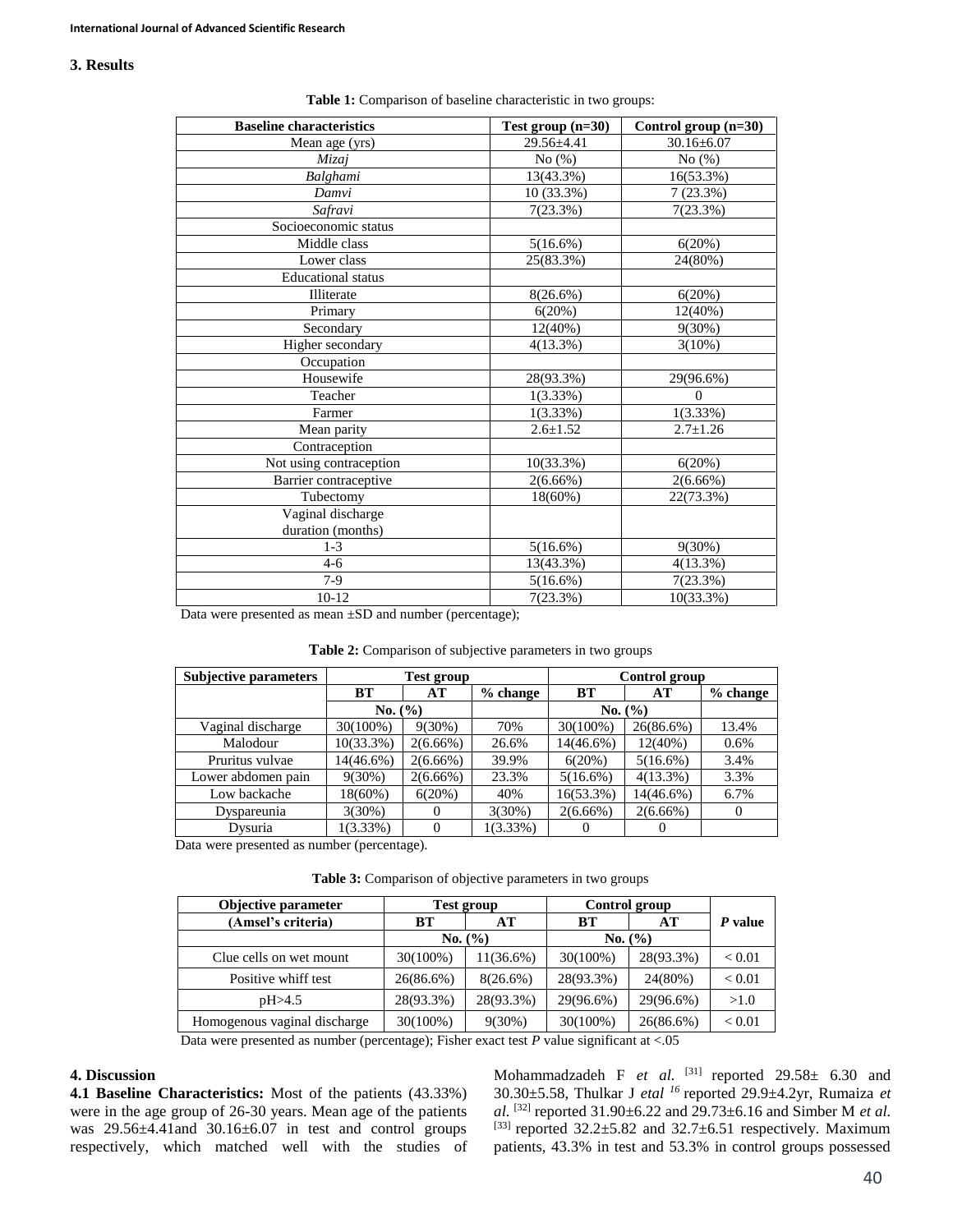## 3. Results

**Table 1:** Comparison of baseline characteristic in two groups:

| Baseline characteristics | Test group (n=30) | Control group (n=30) |
|---|---|---|
| Mean age (yrs) | 29.56±4.41 | 30.16±6.07 |
| *Mizaj* | No (%) | No (%) |
| *Balghami* | 13(43.3%) | 16(53.3%) |
| *Damvi* | 10 (33.3%) | 7 (23.3%) |
| *Safravi* | 7(23.3%) | 7(23.3%) |
| Socioeconomic status | | |
| Middle class | 5(16.6%) | 6(20%) |
| Lower class | 25(83.3%) | 24(80%) |
| Educational status | | |
| Illiterate | 8(26.6%) | 6(20%) |
| Primary | 6(20%) | 12(40%) |
| Secondary | 12(40%) | 9(30%) |
| Higher secondary | 4(13.3%) | 3(10%) |
| Occupation | | |
| Housewife | 28(93.3%) | 29(96.6%) |
| Teacher | 1(3.33%) | 0 |
| Farmer | 1(3.33%) | 1(3.33%) |
| Mean parity | 2.6±1.52 | 2.7±1.26 |
| Contraception | | |
| Not using contraception | 10(33.3%) | 6(20%) |
| Barrier contraceptive | 2(6.66%) | 2(6.66%) |
| Tubectomy | 18(60%) | 22(73.3%) |
| Vaginal discharge duration (months) | | |
| 1-3 | 5(16.6%) | 9(30%) |
| 4-6 | 13(43.3%) | 4(13.3%) |
| 7-9 | 5(16.6%) | 7(23.3%) |
| 10-12 | 7(23.3%) | 10(33.3%) |

Data were presented as mean ±SD and number (percentage);

**Table 2:** Comparison of subjective parameters in two groups

| Subjective parameters | Test group | | | Control group | | |
|---|---|---|---|---|---|---|
| | BT | AT | % change | BT | AT | % change |
| | No. (%) | | | No. (%) | | |
| Vaginal discharge | 30(100%) | 9(30%) | 70% | 30(100%) | 26(86.6%) | 13.4% |
| Malodour | 10(33.3%) | 2(6.66%) | 26.6% | 14(46.6%) | 12(40%) | 0.6% |
| Pruritus vulvae | 14(46.6%) | 2(6.66%) | 39.9% | 6(20%) | 5(16.6%) | 3.4% |
| Lower abdomen pain | 9(30%) | 2(6.66%) | 23.3% | 5(16.6%) | 4(13.3%) | 3.3% |
| Low backache | 18(60%) | 6(20%) | 40% | 16(53.3%) | 14(46.6%) | 6.7% |
| Dyspareunia | 3(30%) | 0 | 3(30%) | 2(6.66%) | 2(6.66%) | 0 |
| Dysuria | 1(3.33%) | 0 | 1(3.33%) | 0 | 0 | |

Data were presented as number (percentage).

**Table 3:** Comparison of objective parameters in two groups

| Objective parameter (Amsel's criteria) | Test group | | Control group | | *P* value |
|---|---|---|---|---|---|
| | BT | AT | BT | AT | |
| | No. (%) | | No. (%) | | |
| Clue cells on wet mount | 30(100%) | 11(36.6%) | 30(100%) | 28(93.3%) | < 0.01 |
| Positive whiff test | 26(86.6%) | 8(26.6%) | 28(93.3%) | 24(80%) | < 0.01 |
| pH>4.5 | 28(93.3%) | 28(93.3%) | 29(96.6%) | 29(96.6%) | >1.0 |
| Homogenous vaginal discharge | 30(100%) | 9(30%) | 30(100%) | 26(86.6%) | < 0.01 |

Data were presented as number (percentage); Fisher exact test *P* value significant at <.05

## 4. Discussion

**4.1 Baseline Characteristics:** Most of the patients (43.33%) were in the age group of 26-30 years. Mean age of the patients was 29.56±4.41and 30.16±6.07 in test and control groups respectively, which matched well with the studies of Mohammadzadeh F *et al.* [31] reported 29.58± 6.30 and 30.30±5.58, Thulkar J *etal* [16] reported 29.9±4.2yr, Rumaiza *et al.* [32] reported 31.90±6.22 and 29.73±6.16 and Simber M *et al.* [33] reported 32.2±5.82 and 32.7±6.51 respectively. Maximum patients, 43.3% in test and 53.3% in control groups possessed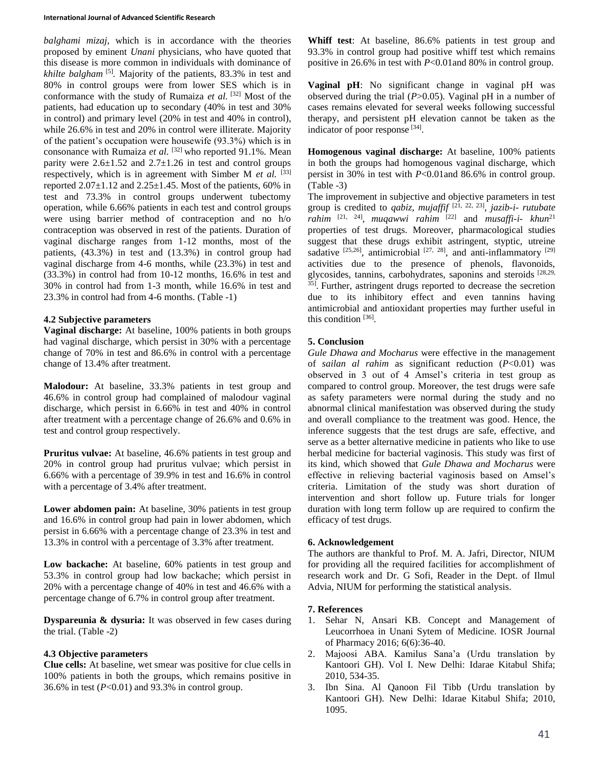*balghami mizaj*, which is in accordance with the theories proposed by eminent *Unani* physicians, who have quoted that this disease is more common in individuals with dominance of *khilte balgham* [5]. Majority of the patients, 83.3% in test and 80% in control groups were from lower SES which is in conformance with the study of Rumaiza *et al.* [32] Most of the patients, had education up to secondary (40% in test and 30% in control) and primary level (20% in test and 40% in control), while 26.6% in test and 20% in control were illiterate. Majority of the patient's occupation were housewife (93.3%) which is in consonance with Rumaiza *et al.* [32] who reported 91.1%. Mean parity were 2.6±1.52 and 2.7±1.26 in test and control groups respectively, which is in agreement with Simber M *et al.* [33] reported 2.07±1.12 and 2.25±1.45. Most of the patients, 60% in test and 73.3% in control groups underwent tubectomy operation, while 6.66% patients in each test and control groups were using barrier method of contraception and no h/o contraception was observed in rest of the patients. Duration of vaginal discharge ranges from 1-12 months, most of the patients, (43.3%) in test and (13.3%) in control group had vaginal discharge from 4-6 months, while (23.3%) in test and (33.3%) in control had from 10-12 months, 16.6% in test and 30% in control had from 1-3 month, while 16.6% in test and 23.3% in control had from 4-6 months. (Table -1)

### 4.2 Subjective parameters

**Vaginal discharge:** At baseline, 100% patients in both groups had vaginal discharge, which persist in 30% with a percentage change of 70% in test and 86.6% in control with a percentage change of 13.4% after treatment.

**Malodour:** At baseline, 33.3% patients in test group and 46.6% in control group had complained of malodour vaginal discharge, which persist in 6.66% in test and 40% in control after treatment with a percentage change of 26.6% and 0.6% in test and control group respectively.

**Pruritus vulvae:** At baseline, 46.6% patients in test group and 20% in control group had pruritus vulvae; which persist in 6.66% with a percentage of 39.9% in test and 16.6% in control with a percentage of 3.4% after treatment.

**Lower abdomen pain:** At baseline, 30% patients in test group and 16.6% in control group had pain in lower abdomen, which persist in 6.66% with a percentage change of 23.3% in test and 13.3% in control with a percentage of 3.3% after treatment.

**Low backache:** At baseline, 60% patients in test group and 53.3% in control group had low backache; which persist in 20% with a percentage change of 40% in test and 46.6% with a percentage change of 6.7% in control group after treatment.

**Dyspareunia & dysuria:** It was observed in few cases during the trial. (Table -2)

### 4.3 Objective parameters

**Clue cells:** At baseline, wet smear was positive for clue cells in 100% patients in both the groups, which remains positive in 36.6% in test ($P$<0.01) and 93.3% in control group.

**Whiff test**: At baseline, 86.6% patients in test group and 93.3% in control group had positive whiff test which remains positive in 26.6% in test with $P$<0.01and 80% in control group.

**Vaginal pH**: No significant change in vaginal pH was observed during the trial ($P$>0.05). Vaginal pH in a number of cases remains elevated for several weeks following successful therapy, and persistent pH elevation cannot be taken as the indicator of poor response [34].

**Homogenous vaginal discharge:** At baseline, 100% patients in both the groups had homogenous vaginal discharge, which persist in 30% in test with $P$<0.01and 86.6% in control group. (Table -3)

The improvement in subjective and objective parameters in test group is credited to *qabiz, mujaffif* [21, 22, 23], *jazib-i- rutubate rahim* [21, 24], *muqawwi rahim* [22] and *musaffi-i- khun*[21] properties of test drugs. Moreover, pharmacological studies suggest that these drugs exhibit astringent, styptic, utreine sadative [25,26], antimicrobial [27, 28], and anti-inflammatory [29] activities due to the presence of phenols, flavonoids, glycosides, tannins, carbohydrates, saponins and steroids [28,29, 35]. Further, astringent drugs reported to decrease the secretion due to its inhibitory effect and even tannins having antimicrobial and antioxidant properties may further useful in this condition [36].

## 5. Conclusion

*Gule Dhawa and Mocharus* were effective in the management of *sailan al rahim* as significant reduction ($P$<0.01) was observed in 3 out of 4 Amsel's criteria in test group as compared to control group. Moreover, the test drugs were safe as safety parameters were normal during the study and no abnormal clinical manifestation was observed during the study and overall compliance to the treatment was good. Hence, the inference suggests that the test drugs are safe, effective, and serve as a better alternative medicine in patients who like to use herbal medicine for bacterial vaginosis. This study was first of its kind, which showed that *Gule Dhawa and Mocharus* were effective in relieving bacterial vaginosis based on Amsel's criteria. Limitation of the study was short duration of intervention and short follow up. Future trials for longer duration with long term follow up are required to confirm the efficacy of test drugs.

## 6. Acknowledgement

The authors are thankful to Prof. M. A. Jafri, Director, NIUM for providing all the required facilities for accomplishment of research work and Dr. G Sofi, Reader in the Dept. of Ilmul Advia, NIUM for performing the statistical analysis.

## 7. References

1. Sehar N, Ansari KB. Concept and Management of Leucorrhoea in Unani Sytem of Medicine. IOSR Journal of Pharmacy 2016; 6(6):36-40.
2. Majoosi ABA. Kamilus Sana'a (Urdu translation by Kantoori GH). Vol I. New Delhi: Idarae Kitabul Shifa; 2010, 534-35.
3. Ibn Sina. Al Qanoon Fil Tibb (Urdu translation by Kantoori GH). New Delhi: Idarae Kitabul Shifa; 2010, 1095.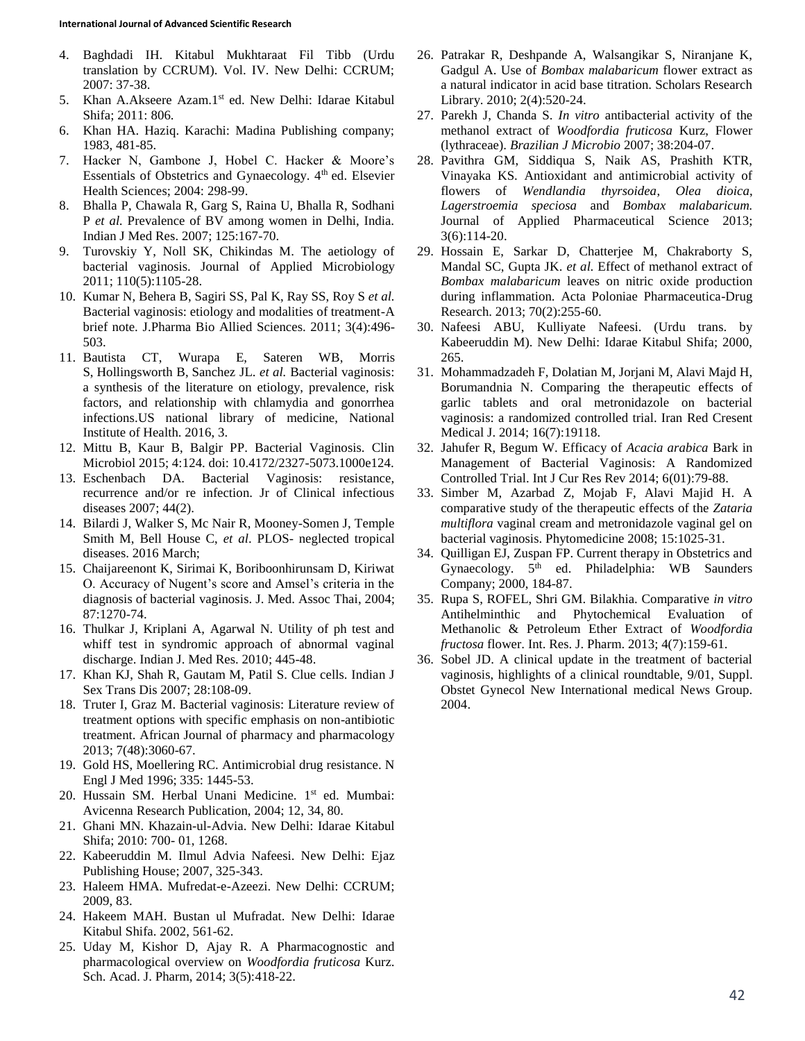4. Baghdadi IH. Kitabul Mukhtaraat Fil Tibb (Urdu translation by CCRUM). Vol. IV. New Delhi: CCRUM; 2007: 37-38.
5. Khan A.Akseere Azam.1st ed. New Delhi: Idarae Kitabul Shifa; 2011: 806.
6. Khan HA. Haziq. Karachi: Madina Publishing company; 1983, 481-85.
7. Hacker N, Gambone J, Hobel C. Hacker & Moore's Essentials of Obstetrics and Gynaecology. 4th ed. Elsevier Health Sciences; 2004: 298-99.
8. Bhalla P, Chawala R, Garg S, Raina U, Bhalla R, Sodhani P *et al.* Prevalence of BV among women in Delhi, India. Indian J Med Res. 2007; 125:167-70.
9. Turovskiy Y, Noll SK, Chikindas M. The aetiology of bacterial vaginosis. Journal of Applied Microbiology 2011; 110(5):1105-28.
10. Kumar N, Behera B, Sagiri SS, Pal K, Ray SS, Roy S *et al.* Bacterial vaginosis: etiology and modalities of treatment-A brief note. J.Pharma Bio Allied Sciences. 2011; 3(4):496-503.
11. Bautista CT, Wurapa E, Sateren WB, Morris S, Hollingsworth B, Sanchez JL. *et al.* Bacterial vaginosis: a synthesis of the literature on etiology, prevalence, risk factors, and relationship with chlamydia and gonorrhea infections.US national library of medicine, National Institute of Health. 2016, 3.
12. Mittu B, Kaur B, Balgir PP. Bacterial Vaginosis. Clin Microbiol 2015; 4:124. doi: 10.4172/2327-5073.1000e124.
13. Eschenbach DA. Bacterial Vaginosis: resistance, recurrence and/or re infection. Jr of Clinical infectious diseases 2007; 44(2).
14. Bilardi J, Walker S, Mc Nair R, Mooney-Somen J, Temple Smith M, Bell House C, *et al*. PLOS- neglected tropical diseases. 2016 March;
15. Chaijareenont K, Sirimai K, Boriboonhirunsam D, Kiriwat O. Accuracy of Nugent's score and Amsel's criteria in the diagnosis of bacterial vaginosis. J. Med. Assoc Thai, 2004; 87:1270-74.
16. Thulkar J, Kriplani A, Agarwal N. Utility of ph test and whiff test in syndromic approach of abnormal vaginal discharge. Indian J. Med Res. 2010; 445-48.
17. Khan KJ, Shah R, Gautam M, Patil S. Clue cells. Indian J Sex Trans Dis 2007; 28:108-09.
18. Truter I, Graz M. Bacterial vaginosis: Literature review of treatment options with specific emphasis on non-antibiotic treatment. African Journal of pharmacy and pharmacology 2013; 7(48):3060-67.
19. Gold HS, Moellering RC. Antimicrobial drug resistance. N Engl J Med 1996; 335: 1445-53.
20. Hussain SM. Herbal Unani Medicine. 1st ed. Mumbai: Avicenna Research Publication, 2004; 12, 34, 80.
21. Ghani MN. Khazain-ul-Advia. New Delhi: Idarae Kitabul Shifa; 2010: 700- 01, 1268.
22. Kabeeruddin M. Ilmul Advia Nafeesi. New Delhi: Ejaz Publishing House; 2007, 325-343.
23. Haleem HMA. Mufredat-e-Azeezi. New Delhi: CCRUM; 2009, 83.
24. Hakeem MAH. Bustan ul Mufradat. New Delhi: Idarae Kitabul Shifa. 2002, 561-62.
25. Uday M, Kishor D, Ajay R. A Pharmacognostic and pharmacological overview on *Woodfordia fruticosa* Kurz. Sch. Acad. J. Pharm, 2014; 3(5):418-22.
26. Patrakar R, Deshpande A, Walsangikar S, Niranjane K, Gadgul A. Use of *Bombax malabaricum* flower extract as a natural indicator in acid base titration. Scholars Research Library. 2010; 2(4):520-24.
27. Parekh J, Chanda S. *In vitro* antibacterial activity of the methanol extract of *Woodfordia fruticosa* Kurz, Flower (lythraceae). *Brazilian J Microbio* 2007; 38:204-07.
28. Pavithra GM, Siddiqua S, Naik AS, Prashith KTR, Vinayaka KS. Antioxidant and antimicrobial activity of flowers of *Wendlandia thyrsoidea*, *Olea dioica*, *Lagerstroemia speciosa* and *Bombax malabaricum.* Journal of Applied Pharmaceutical Science 2013; 3(6):114-20.
29. Hossain E, Sarkar D, Chatterjee M, Chakraborty S, Mandal SC, Gupta JK. *et al.* Effect of methanol extract of *Bombax malabaricum* leaves on nitric oxide production during inflammation. Acta Poloniae Pharmaceutica-Drug Research. 2013; 70(2):255-60.
30. Nafeesi ABU, Kulliyate Nafeesi. (Urdu trans. by Kabeeruddin M). New Delhi: Idarae Kitabul Shifa; 2000, 265.
31. Mohammadzadeh F, Dolatian M, Jorjani M, Alavi Majd H, Borumandnia N. Comparing the therapeutic effects of garlic tablets and oral metronidazole on bacterial vaginosis: a randomized controlled trial. Iran Red Cresent Medical J. 2014; 16(7):19118.
32. Jahufer R, Begum W. Efficacy of *Acacia arabica* Bark in Management of Bacterial Vaginosis: A Randomized Controlled Trial. Int J Cur Res Rev 2014; 6(01):79-88.
33. Simber M, Azarbad Z, Mojab F, Alavi Majid H. A comparative study of the therapeutic effects of the *Zataria multiflora* vaginal cream and metronidazole vaginal gel on bacterial vaginosis. Phytomedicine 2008; 15:1025-31.
34. Quilligan EJ, Zuspan FP. Current therapy in Obstetrics and Gynaecology. 5th ed. Philadelphia: WB Saunders Company; 2000, 184-87.
35. Rupa S, ROFEL, Shri GM. Bilakhia. Comparative *in vitro* Antihelminthic and Phytochemical Evaluation of Methanolic & Petroleum Ether Extract of *Woodfordia fructosa* flower. Int. Res. J. Pharm. 2013; 4(7):159-61.
36. Sobel JD. A clinical update in the treatment of bacterial vaginosis, highlights of a clinical roundtable, 9/01, Suppl. Obstet Gynecol New International medical News Group. 2004.